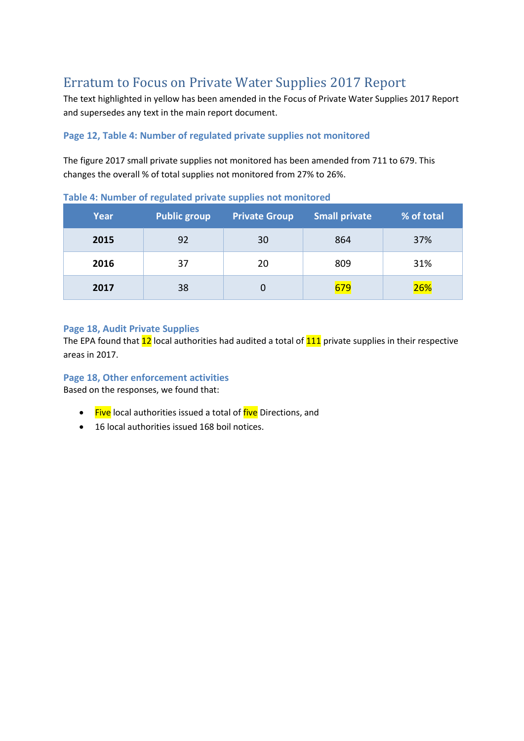# Erratum to Focus on Private Water Supplies 2017 Report

The text highlighted in yellow has been amended in the Focus of Private Water Supplies 2017 Report and supersedes any text in the main report document.

### Page 12, Table 4: Number of regulated private supplies not monitored

The figure 2017 small private supplies not monitored has been amended from 711 to 679. This changes the overall % of total supplies not monitored from 27% to 26%.

**Table 4: Number of regulated private supplies not monitored**

| Year | Public group | Private Group | Small private | % of total |
|---|---|---|---|---|
| **2015** | 92 | 30 | 864 | 37% |
| **2016** | 37 | 20 | 809 | 31% |
| **2017** | 38 | 0 | 679 | 26% |

### Page 18, Audit Private Supplies

The EPA found that 12 local authorities had audited a total of 111 private supplies in their respective areas in 2017.

### Page 18, Other enforcement activities

Based on the responses, we found that:

- Five local authorities issued a total of five Directions, and
- 16 local authorities issued 168 boil notices.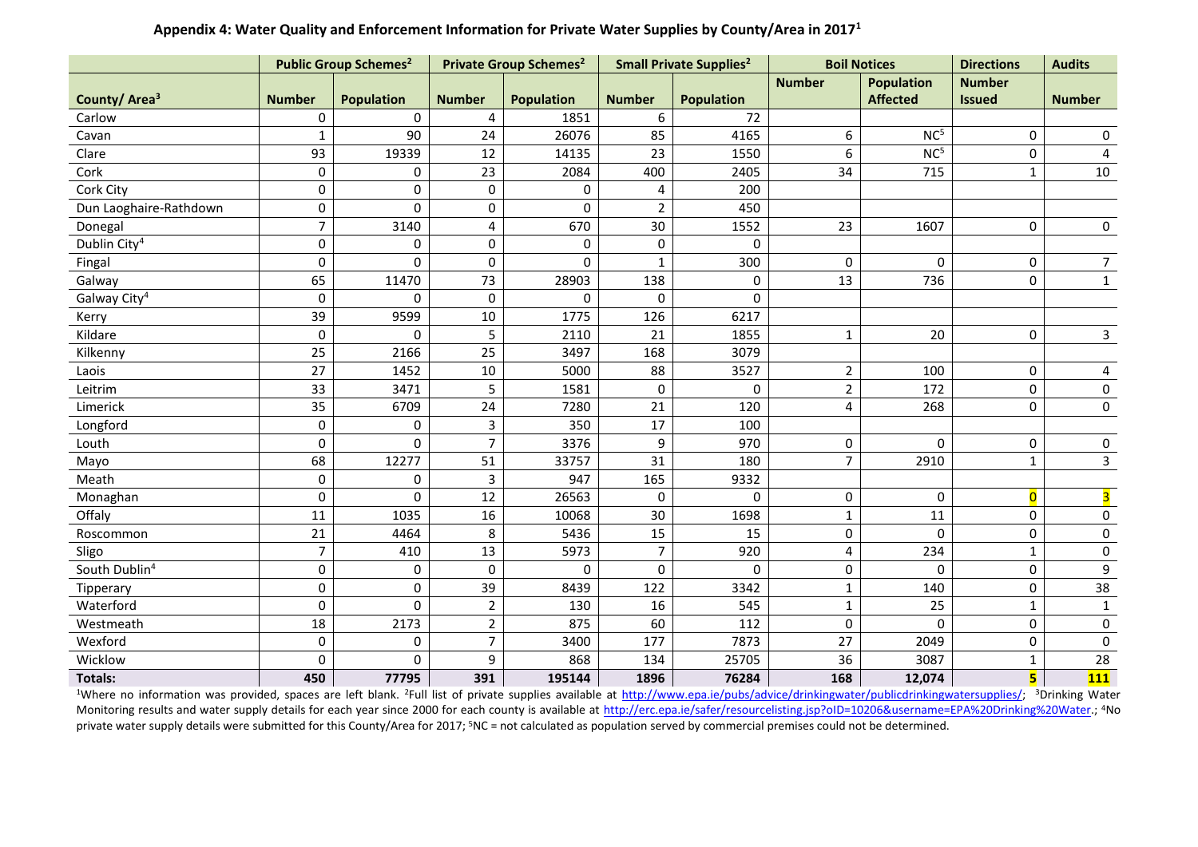## Appendix 4: Water Quality and Enforcement Information for Private Water Supplies by County/Area in 2017[1]

| | Public Group Schemes[2] | | Private Group Schemes[2] | | Small Private Supplies[2] | | Boil Notices | | Directions | Audits |
|---|---|---|---|---|---|---|---|---|---|---|
| County/ Area[3] | Number | Population | Number | Population | Number | Population | Number | Population Affected | Number Issued | Number |
| Carlow | 0 | 0 | 4 | 1851 | 6 | 72 | | | | |
| Cavan | 1 | 90 | 24 | 26076 | 85 | 4165 | 6 | NC[5] | 0 | 0 |
| Clare | 93 | 19339 | 12 | 14135 | 23 | 1550 | 6 | NC[5] | 0 | 4 |
| Cork | 0 | 0 | 23 | 2084 | 400 | 2405 | 34 | 715 | 1 | 10 |
| Cork City | 0 | 0 | 0 | 0 | 4 | 200 | | | | |
| Dun Laoghaire-Rathdown | 0 | 0 | 0 | 0 | 2 | 450 | | | | |
| Donegal | 7 | 3140 | 4 | 670 | 30 | 1552 | 23 | 1607 | 0 | 0 |
| Dublin City[4] | 0 | 0 | 0 | 0 | 0 | 0 | | | | |
| Fingal | 0 | 0 | 0 | 0 | 1 | 300 | 0 | 0 | 0 | 7 |
| Galway | 65 | 11470 | 73 | 28903 | 138 | 0 | 13 | 736 | 0 | 1 |
| Galway City[4] | 0 | 0 | 0 | 0 | 0 | 0 | | | | |
| Kerry | 39 | 9599 | 10 | 1775 | 126 | 6217 | | | | |
| Kildare | 0 | 0 | 5 | 2110 | 21 | 1855 | 1 | 20 | 0 | 3 |
| Kilkenny | 25 | 2166 | 25 | 3497 | 168 | 3079 | | | | |
| Laois | 27 | 1452 | 10 | 5000 | 88 | 3527 | 2 | 100 | 0 | 4 |
| Leitrim | 33 | 3471 | 5 | 1581 | 0 | 0 | 2 | 172 | 0 | 0 |
| Limerick | 35 | 6709 | 24 | 7280 | 21 | 120 | 4 | 268 | 0 | 0 |
| Longford | 0 | 0 | 3 | 350 | 17 | 100 | | | | |
| Louth | 0 | 0 | 7 | 3376 | 9 | 970 | 0 | 0 | 0 | 0 |
| Mayo | 68 | 12277 | 51 | 33757 | 31 | 180 | 7 | 2910 | 1 | 3 |
| Meath | 0 | 0 | 3 | 947 | 165 | 9332 | | | | |
| Monaghan | 0 | 0 | 12 | 26563 | 0 | 0 | 0 | 0 | 0 | 3 |
| Offaly | 11 | 1035 | 16 | 10068 | 30 | 1698 | 1 | 11 | 0 | 0 |
| Roscommon | 21 | 4464 | 8 | 5436 | 15 | 15 | 0 | 0 | 0 | 0 |
| Sligo | 7 | 410 | 13 | 5973 | 7 | 920 | 4 | 234 | 1 | 0 |
| South Dublin[4] | 0 | 0 | 0 | 0 | 0 | 0 | 0 | 0 | 0 | 9 |
| Tipperary | 0 | 0 | 39 | 8439 | 122 | 3342 | 1 | 140 | 0 | 38 |
| Waterford | 0 | 0 | 2 | 130 | 16 | 545 | 1 | 25 | 1 | 1 |
| Westmeath | 18 | 2173 | 2 | 875 | 60 | 112 | 0 | 0 | 0 | 0 |
| Wexford | 0 | 0 | 7 | 3400 | 177 | 7873 | 27 | 2049 | 0 | 0 |
| Wicklow | 0 | 0 | 9 | 868 | 134 | 25705 | 36 | 3087 | 1 | 28 |
| **Totals:** | **450** | **77795** | **391** | **195144** | **1896** | **76284** | **168** | **12,074** | **5** | **111** |

[1]Where no information was provided, spaces are left blank. [2]Full list of private supplies available at http://www.epa.ie/pubs/advice/drinkingwater/publicdrinkingwatersupplies/; [3]Drinking Water Monitoring results and water supply details for each year since 2000 for each county is available at http://erc.epa.ie/safer/resourcelisting.jsp?oID=10206&username=EPA%20Drinking%20Water.; [4]No private water supply details were submitted for this County/Area for 2017; [5]NC = not calculated as population served by commercial premises could not be determined.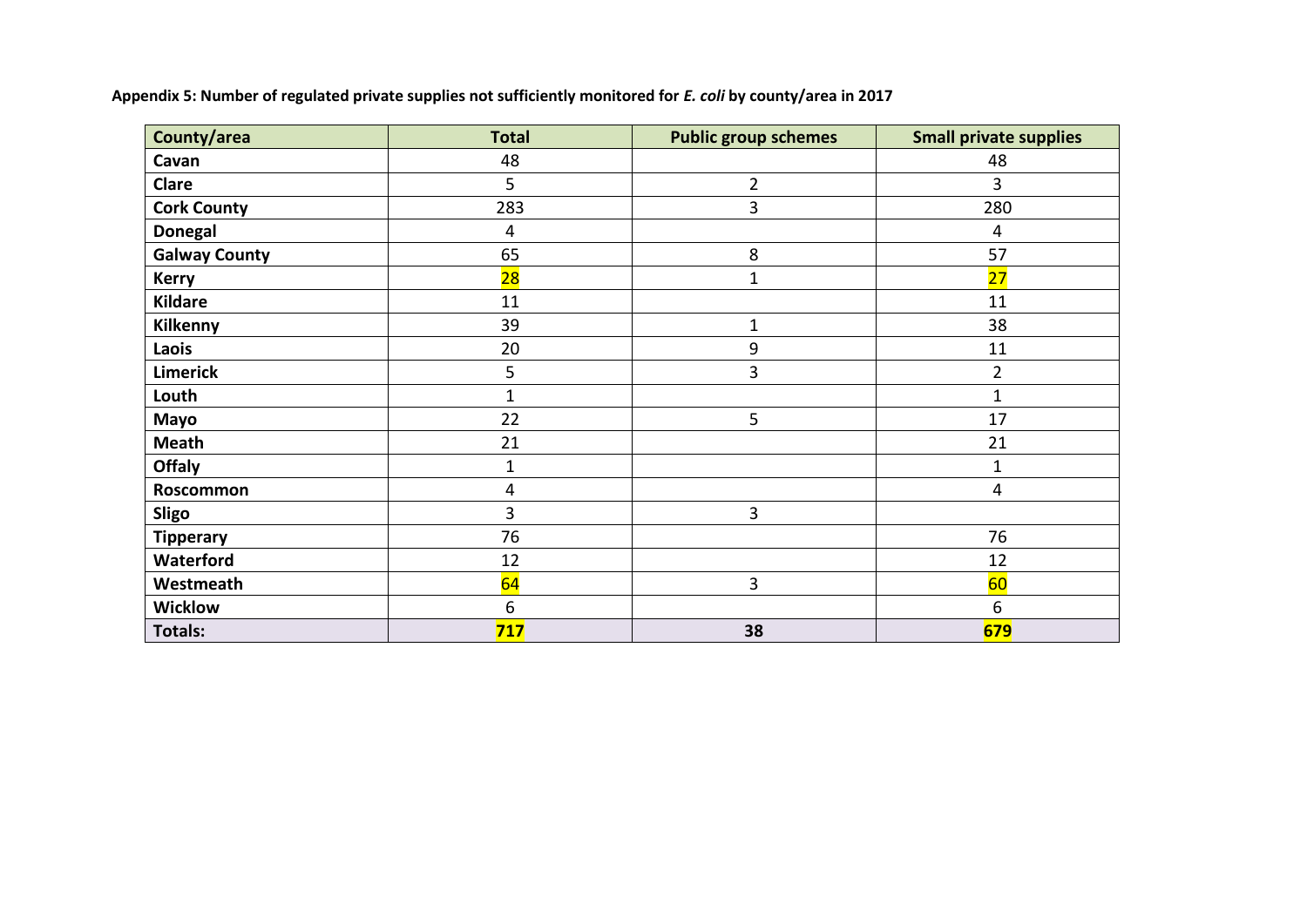**Appendix 5: Number of regulated private supplies not sufficiently monitored for *E. coli* by county/area in 2017**

| County/area | Total | Public group schemes | Small private supplies |
|---|---|---|---|
| **Cavan** | 48 | | 48 |
| **Clare** | 5 | 2 | 3 |
| **Cork County** | 283 | 3 | 280 |
| **Donegal** | 4 | | 4 |
| **Galway County** | 65 | 8 | 57 |
| **Kerry** | 28 | 1 | 27 |
| **Kildare** | 11 | | 11 |
| **Kilkenny** | 39 | 1 | 38 |
| **Laois** | 20 | 9 | 11 |
| **Limerick** | 5 | 3 | 2 |
| **Louth** | 1 | | 1 |
| **Mayo** | 22 | 5 | 17 |
| **Meath** | 21 | | 21 |
| **Offaly** | 1 | | 1 |
| **Roscommon** | 4 | | 4 |
| **Sligo** | 3 | 3 | |
| **Tipperary** | 76 | | 76 |
| **Waterford** | 12 | | 12 |
| **Westmeath** | 64 | 3 | 60 |
| **Wicklow** | 6 | | 6 |
| **Totals:** | **717** | **38** | **679** |